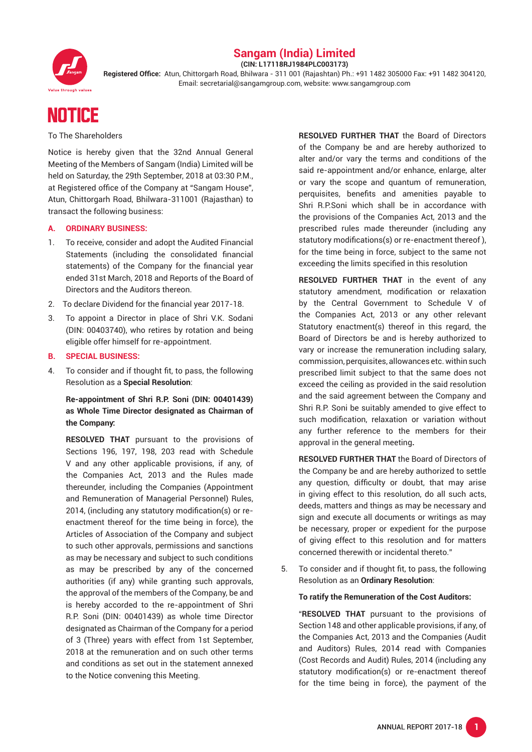# Sangam (India) Limited

**(CIN: L17118RJ1984PLC003173)**

**Registered Office:** Atun, Chittorgarh Road, Bhilwara - 311 001 (Rajasthan) Ph.: +91 1482 305000 Fax: +91 1482 304120, Email: secretarial@sangamgroup.com, website: www.sangamgroup.com

# NOTICE

To The Shareholders

Notice is hereby given that the 32nd Annual General Meeting of the Members of Sangam (India) Limited will be held on Saturday, the 29th September, 2018 at 03:30 P.M., at Registered office of the Company at "Sangam House", Atun, Chittorgarh Road, Bhilwara-311001 (Rajasthan) to transact the following business:

## A. ORDINARY BUSINESS:

1. To receive, consider and adopt the Audited Financial Statements (including the consolidated financial statements) of the Company for the financial year ended 31st March, 2018 and Reports of the Board of Directors and the Auditors thereon.
2. To declare Dividend for the financial year 2017-18.
3. To appoint a Director in place of Shri V.K. Sodani (DIN: 00403740), who retires by rotation and being eligible offer himself for re-appointment.

## B. SPECIAL BUSINESS:

4. To consider and if thought fit, to pass, the following Resolution as a **Special Resolution**:

   **Re-appointment of Shri R.P. Soni (DIN: 00401439) as Whole Time Director designated as Chairman of the Company:**

   **RESOLVED THAT** pursuant to the provisions of Sections 196, 197, 198, 203 read with Schedule V and any other applicable provisions, if any, of the Companies Act, 2013 and the Rules made thereunder, including the Companies (Appointment and Remuneration of Managerial Personnel) Rules, 2014, (including any statutory modification(s) or re-enactment thereof for the time being in force), the Articles of Association of the Company and subject to such other approvals, permissions and sanctions as may be necessary and subject to such conditions as may be prescribed by any of the concerned authorities (if any) while granting such approvals, the approval of the members of the Company, be and is hereby accorded to the re-appointment of Shri R.P. Soni (DIN: 00401439) as whole time Director designated as Chairman of the Company for a period of 3 (Three) years with effect from 1st September, 2018 at the remuneration and on such other terms and conditions as set out in the statement annexed to the Notice convening this Meeting.

   **RESOLVED FURTHER THAT** the Board of Directors of the Company be and are hereby authorized to alter and/or vary the terms and conditions of the said re-appointment and/or enhance, enlarge, alter or vary the scope and quantum of remuneration, perquisites, benefits and amenities payable to Shri R.P.Soni which shall be in accordance with the provisions of the Companies Act, 2013 and the prescribed rules made thereunder (including any statutory modifications(s) or re-enactment thereof ), for the time being in force, subject to the same not exceeding the limits specified in this resolution

   **RESOLVED FURTHER THAT** in the event of any statutory amendment, modification or relaxation by the Central Government to Schedule V of the Companies Act, 2013 or any other relevant Statutory enactment(s) thereof in this regard, the Board of Directors be and is hereby authorized to vary or increase the remuneration including salary, commission, perquisites, allowances etc. within such prescribed limit subject to that the same does not exceed the ceiling as provided in the said resolution and the said agreement between the Company and Shri R.P. Soni be suitably amended to give effect to such modification, relaxation or variation without any further reference to the members for their approval in the general meeting**.**

   **RESOLVED FURTHER THAT** the Board of Directors of the Company be and are hereby authorized to settle any question, difficulty or doubt, that may arise in giving effect to this resolution, do all such acts, deeds, matters and things as may be necessary and sign and execute all documents or writings as may be necessary, proper or expedient for the purpose of giving effect to this resolution and for matters concerned therewith or incidental thereto."

5. To consider and if thought fit, to pass, the following Resolution as an **Ordinary Resolution**:

   **To ratify the Remuneration of the Cost Auditors:**

   "**RESOLVED THAT** pursuant to the provisions of Section 148 and other applicable provisions, if any, of the Companies Act, 2013 and the Companies (Audit and Auditors) Rules, 2014 read with Companies (Cost Records and Audit) Rules, 2014 (including any statutory modification(s) or re-enactment thereof for the time being in force), the payment of the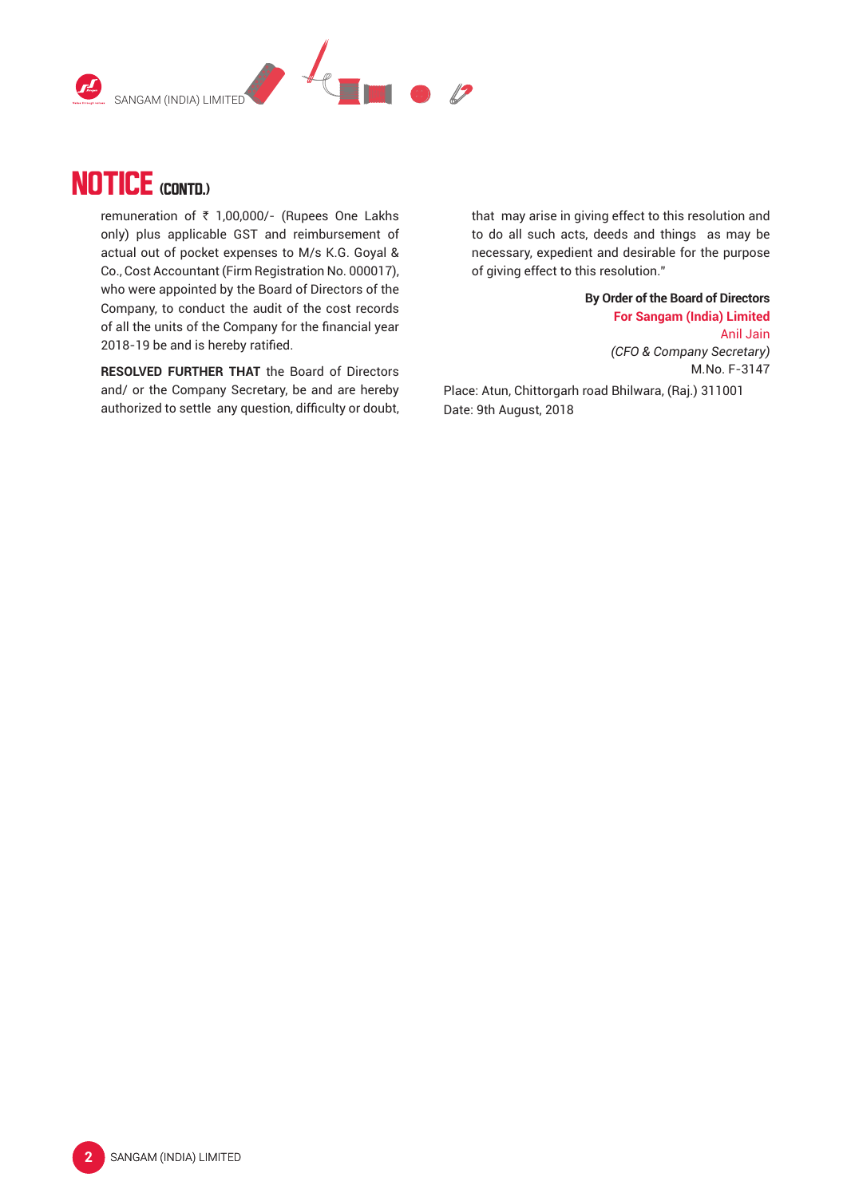# NOTICE (CONTD.)

remuneration of ₹ 1,00,000/- (Rupees One Lakhs only) plus applicable GST and reimbursement of actual out of pocket expenses to M/s K.G. Goyal & Co., Cost Accountant (Firm Registration No. 000017), who were appointed by the Board of Directors of the Company, to conduct the audit of the cost records of all the units of the Company for the financial year 2018-19 be and is hereby ratified.

**RESOLVED FURTHER THAT** the Board of Directors and/ or the Company Secretary, be and are hereby authorized to settle any question, difficulty or doubt, that may arise in giving effect to this resolution and to do all such acts, deeds and things as may be necessary, expedient and desirable for the purpose of giving effect to this resolution."

**By Order of the Board of Directors**
**For Sangam (India) Limited**
Anil Jain
*(CFO & Company Secretary)*
M.No. F-3147

Place: Atun, Chittorgarh road Bhilwara, (Raj.) 311001
Date: 9th August, 2018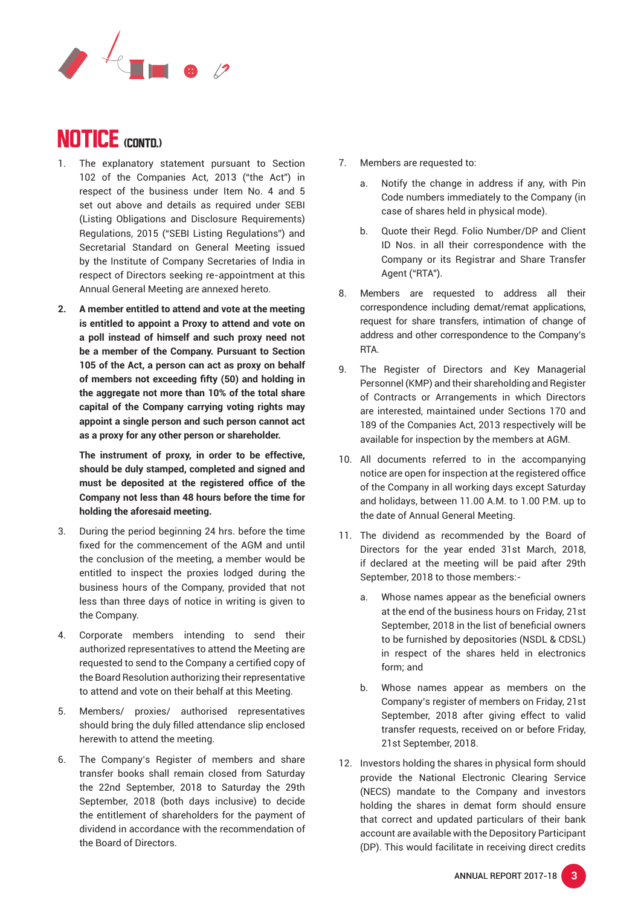# NOTICE (CONTD.)

1. The explanatory statement pursuant to Section 102 of the Companies Act, 2013 ("the Act") in respect of the business under Item No. 4 and 5 set out above and details as required under SEBI (Listing Obligations and Disclosure Requirements) Regulations, 2015 ("SEBI Listing Regulations") and Secretarial Standard on General Meeting issued by the Institute of Company Secretaries of India in respect of Directors seeking re-appointment at this Annual General Meeting are annexed hereto.

2. **A member entitled to attend and vote at the meeting is entitled to appoint a Proxy to attend and vote on a poll instead of himself and such proxy need not be a member of the Company. Pursuant to Section 105 of the Act, a person can act as proxy on behalf of members not exceeding fifty (50) and holding in the aggregate not more than 10% of the total share capital of the Company carrying voting rights may appoint a single person and such person cannot act as a proxy for any other person or shareholder.**

   **The instrument of proxy, in order to be effective, should be duly stamped, completed and signed and must be deposited at the registered office of the Company not less than 48 hours before the time for holding the aforesaid meeting.**

3. During the period beginning 24 hrs. before the time fixed for the commencement of the AGM and until the conclusion of the meeting, a member would be entitled to inspect the proxies lodged during the business hours of the Company, provided that not less than three days of notice in writing is given to the Company.

4. Corporate members intending to send their authorized representatives to attend the Meeting are requested to send to the Company a certified copy of the Board Resolution authorizing their representative to attend and vote on their behalf at this Meeting.

5. Members/ proxies/ authorised representatives should bring the duly filled attendance slip enclosed herewith to attend the meeting.

6. The Company's Register of members and share transfer books shall remain closed from Saturday the 22nd September, 2018 to Saturday the 29th September, 2018 (both days inclusive) to decide the entitlement of shareholders for the payment of dividend in accordance with the recommendation of the Board of Directors.

7. Members are requested to:

   a. Notify the change in address if any, with Pin Code numbers immediately to the Company (in case of shares held in physical mode).

   b. Quote their Regd. Folio Number/DP and Client ID Nos. in all their correspondence with the Company or its Registrar and Share Transfer Agent ("RTA").

8. Members are requested to address all their correspondence including demat/remat applications, request for share transfers, intimation of change of address and other correspondence to the Company's RTA.

9. The Register of Directors and Key Managerial Personnel (KMP) and their shareholding and Register of Contracts or Arrangements in which Directors are interested, maintained under Sections 170 and 189 of the Companies Act, 2013 respectively will be available for inspection by the members at AGM.

10. All documents referred to in the accompanying notice are open for inspection at the registered office of the Company in all working days except Saturday and holidays, between 11.00 A.M. to 1.00 P.M. up to the date of Annual General Meeting.

11. The dividend as recommended by the Board of Directors for the year ended 31st March, 2018, if declared at the meeting will be paid after 29th September, 2018 to those members:-

    a. Whose names appear as the beneficial owners at the end of the business hours on Friday, 21st September, 2018 in the list of beneficial owners to be furnished by depositories (NSDL & CDSL) in respect of the shares held in electronics form; and

    b. Whose names appear as members on the Company's register of members on Friday, 21st September, 2018 after giving effect to valid transfer requests, received on or before Friday, 21st September, 2018.

12. Investors holding the shares in physical form should provide the National Electronic Clearing Service (NECS) mandate to the Company and investors holding the shares in demat form should ensure that correct and updated particulars of their bank account are available with the Depository Participant (DP). This would facilitate in receiving direct credits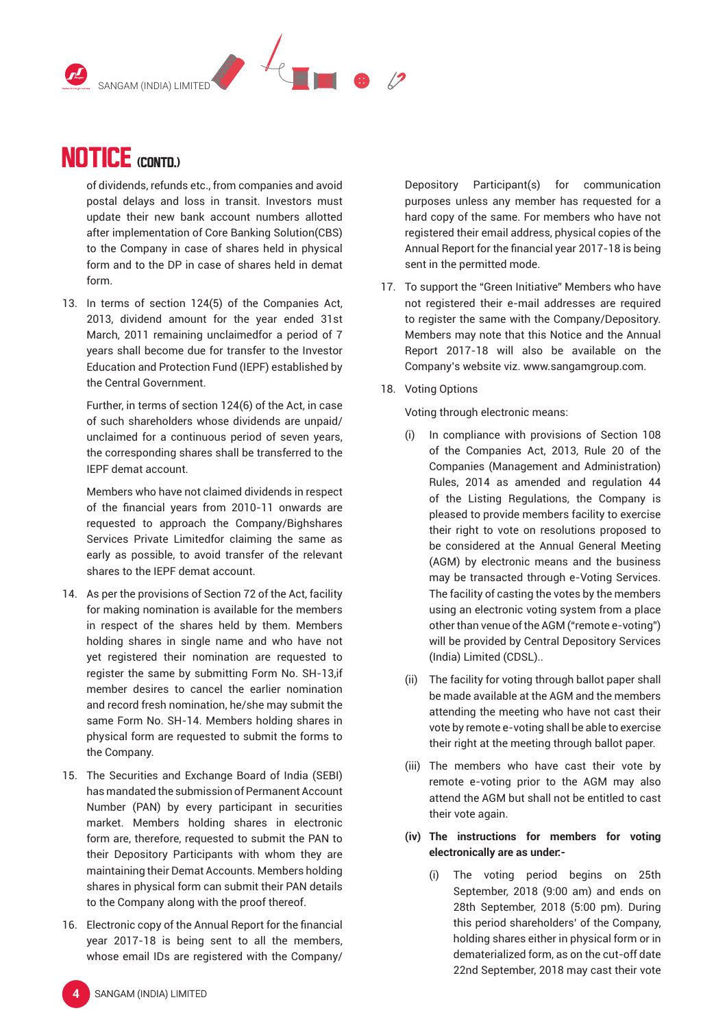## NOTICE (CONTD.)

of dividends, refunds etc., from companies and avoid postal delays and loss in transit. Investors must update their new bank account numbers allotted after implementation of Core Banking Solution(CBS) to the Company in case of shares held in physical form and to the DP in case of shares held in demat form.

13. In terms of section 124(5) of the Companies Act, 2013, dividend amount for the year ended 31st March, 2011 remaining unclaimedfor a period of 7 years shall become due for transfer to the Investor Education and Protection Fund (IEPF) established by the Central Government.

    Further, in terms of section 124(6) of the Act, in case of such shareholders whose dividends are unpaid/ unclaimed for a continuous period of seven years, the corresponding shares shall be transferred to the IEPF demat account.

    Members who have not claimed dividends in respect of the financial years from 2010-11 onwards are requested to approach the Company/Bighshares Services Private Limitedfor claiming the same as early as possible, to avoid transfer of the relevant shares to the IEPF demat account.

14. As per the provisions of Section 72 of the Act, facility for making nomination is available for the members in respect of the shares held by them. Members holding shares in single name and who have not yet registered their nomination are requested to register the same by submitting Form No. SH-13,if member desires to cancel the earlier nomination and record fresh nomination, he/she may submit the same Form No. SH-14. Members holding shares in physical form are requested to submit the forms to the Company.

15. The Securities and Exchange Board of India (SEBI) has mandated the submission of Permanent Account Number (PAN) by every participant in securities market. Members holding shares in electronic form are, therefore, requested to submit the PAN to their Depository Participants with whom they are maintaining their Demat Accounts. Members holding shares in physical form can submit their PAN details to the Company along with the proof thereof.

16. Electronic copy of the Annual Report for the financial year 2017-18 is being sent to all the members, whose email IDs are registered with the Company/ Depository Participant(s) for communication purposes unless any member has requested for a hard copy of the same. For members who have not registered their email address, physical copies of the Annual Report for the financial year 2017-18 is being sent in the permitted mode.

17. To support the "Green Initiative" Members who have not registered their e-mail addresses are required to register the same with the Company/Depository. Members may note that this Notice and the Annual Report 2017-18 will also be available on the Company's website viz. www.sangamgroup.com.

18. Voting Options

    Voting through electronic means:

    (i) In compliance with provisions of Section 108 of the Companies Act, 2013, Rule 20 of the Companies (Management and Administration) Rules, 2014 as amended and regulation 44 of the Listing Regulations, the Company is pleased to provide members facility to exercise their right to vote on resolutions proposed to be considered at the Annual General Meeting (AGM) by electronic means and the business may be transacted through e-Voting Services. The facility of casting the votes by the members using an electronic voting system from a place other than venue of the AGM ("remote e-voting") will be provided by Central Depository Services (India) Limited (CDSL)..

    (ii) The facility for voting through ballot paper shall be made available at the AGM and the members attending the meeting who have not cast their vote by remote e-voting shall be able to exercise their right at the meeting through ballot paper.

    (iii) The members who have cast their vote by remote e-voting prior to the AGM may also attend the AGM but shall not be entitled to cast their vote again.

    **(iv) The instructions for members for voting electronically are as under:-**

    (i) The voting period begins on 25th September, 2018 (9:00 am) and ends on 28th September, 2018 (5:00 pm). During this period shareholders' of the Company, holding shares either in physical form or in dematerialized form, as on the cut-off date 22nd September, 2018 may cast their vote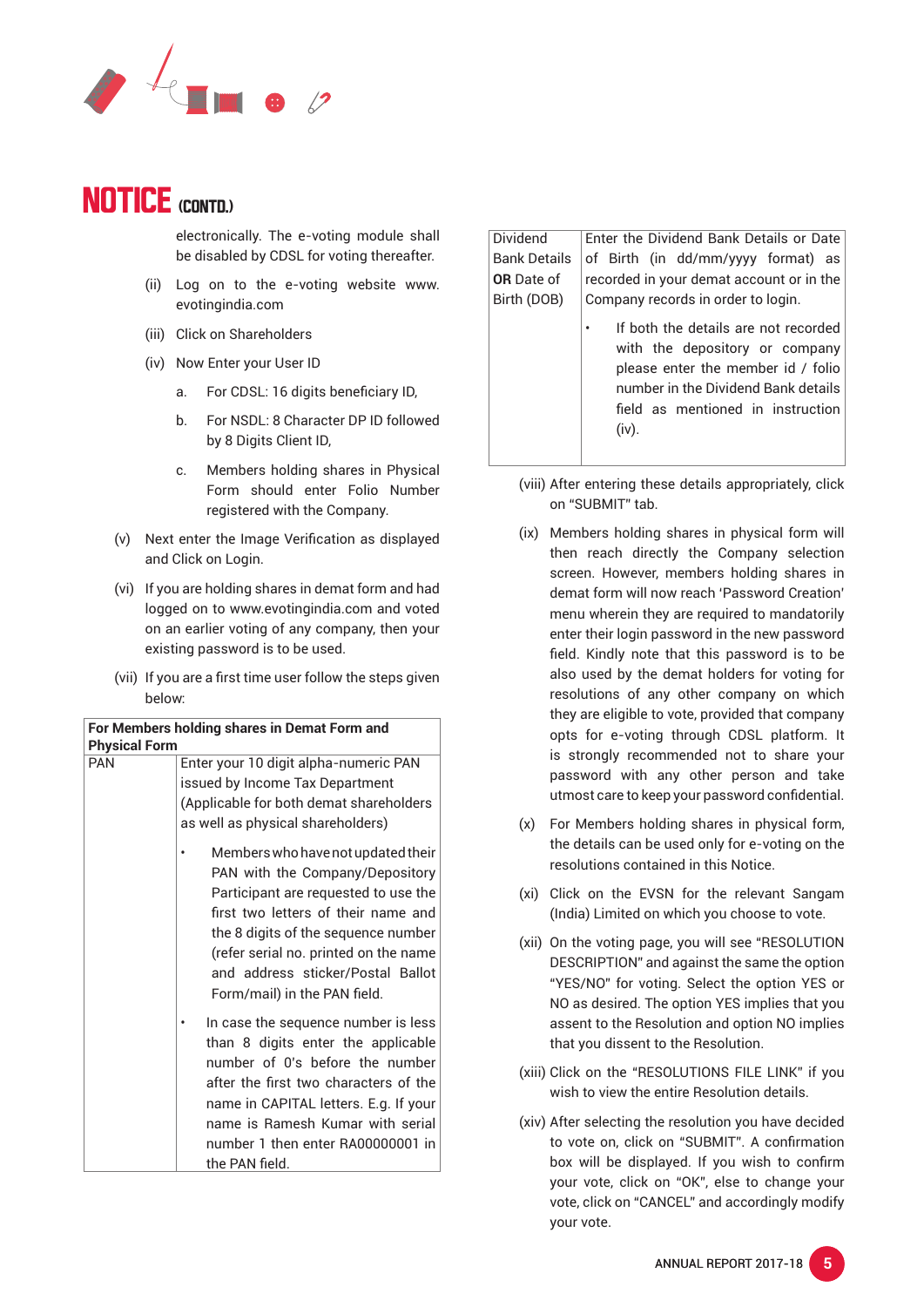# NOTICE (CONTD.)

electronically. The e-voting module shall be disabled by CDSL for voting thereafter.

(ii) Log on to the e-voting website www.evotingindia.com

(iii) Click on Shareholders

(iv) Now Enter your User ID

a. For CDSL: 16 digits beneficiary ID,

b. For NSDL: 8 Character DP ID followed by 8 Digits Client ID,

c. Members holding shares in Physical Form should enter Folio Number registered with the Company.

(v) Next enter the Image Verification as displayed and Click on Login.

(vi) If you are holding shares in demat form and had logged on to www.evotingindia.com and voted on an earlier voting of any company, then your existing password is to be used.

(vii) If you are a first time user follow the steps given below:

| **For Members holding shares in Demat Form and Physical Form** | |
|---|---|
| PAN | Enter your 10 digit alpha-numeric PAN issued by Income Tax Department (Applicable for both demat shareholders as well as physical shareholders)<br>• Members who have not updated their PAN with the Company/Depository Participant are requested to use the first two letters of their name and the 8 digits of the sequence number (refer serial no. printed on the name and address sticker/Postal Ballot Form/mail) in the PAN field.<br>• In case the sequence number is less than 8 digits enter the applicable number of 0's before the number after the first two characters of the name in CAPITAL letters. E.g. If your name is Ramesh Kumar with serial number 1 then enter RA00000001 in the PAN field. |
| Dividend Bank Details **OR** Date of Birth (DOB) | Enter the Dividend Bank Details or Date of Birth (in dd/mm/yyyy format) as recorded in your demat account or in the Company records in order to login.<br>• If both the details are not recorded with the depository or company please enter the member id / folio number in the Dividend Bank details field as mentioned in instruction (iv). |

(viii) After entering these details appropriately, click on "SUBMIT" tab.

(ix) Members holding shares in physical form will then reach directly the Company selection screen. However, members holding shares in demat form will now reach 'Password Creation' menu wherein they are required to mandatorily enter their login password in the new password field. Kindly note that this password is to be also used by the demat holders for voting for resolutions of any other company on which they are eligible to vote, provided that company opts for e-voting through CDSL platform. It is strongly recommended not to share your password with any other person and take utmost care to keep your password confidential.

(x) For Members holding shares in physical form, the details can be used only for e-voting on the resolutions contained in this Notice.

(xi) Click on the EVSN for the relevant Sangam (India) Limited on which you choose to vote.

(xii) On the voting page, you will see "RESOLUTION DESCRIPTION" and against the same the option "YES/NO" for voting. Select the option YES or NO as desired. The option YES implies that you assent to the Resolution and option NO implies that you dissent to the Resolution.

(xiii) Click on the "RESOLUTIONS FILE LINK" if you wish to view the entire Resolution details.

(xiv) After selecting the resolution you have decided to vote on, click on "SUBMIT". A confirmation box will be displayed. If you wish to confirm your vote, click on "OK", else to change your vote, click on "CANCEL" and accordingly modify your vote.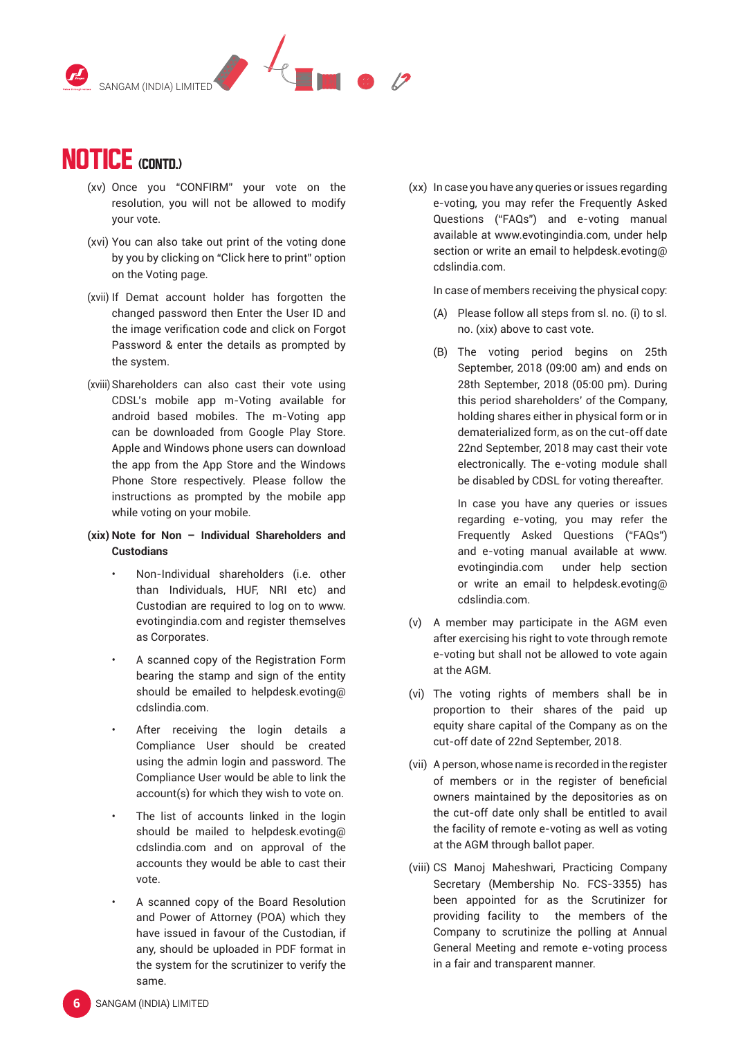# NOTICE (CONTD.)

(xv) Once you "CONFIRM" your vote on the resolution, you will not be allowed to modify your vote.

(xvi) You can also take out print of the voting done by you by clicking on "Click here to print" option on the Voting page.

(xvii) If Demat account holder has forgotten the changed password then Enter the User ID and the image verification code and click on Forgot Password & enter the details as prompted by the system.

(xviii) Shareholders can also cast their vote using CDSL's mobile app m-Voting available for android based mobiles. The m-Voting app can be downloaded from Google Play Store. Apple and Windows phone users can download the app from the App Store and the Windows Phone Store respectively. Please follow the instructions as prompted by the mobile app while voting on your mobile.

**(xix) Note for Non – Individual Shareholders and Custodians**

- Non-Individual shareholders (i.e. other than Individuals, HUF, NRI etc) and Custodian are required to log on to www.evotingindia.com and register themselves as Corporates.
- A scanned copy of the Registration Form bearing the stamp and sign of the entity should be emailed to helpdesk.evoting@cdslindia.com.
- After receiving the login details a Compliance User should be created using the admin login and password. The Compliance User would be able to link the account(s) for which they wish to vote on.
- The list of accounts linked in the login should be mailed to helpdesk.evoting@cdslindia.com and on approval of the accounts they would be able to cast their vote.
- A scanned copy of the Board Resolution and Power of Attorney (POA) which they have issued in favour of the Custodian, if any, should be uploaded in PDF format in the system for the scrutinizer to verify the same.

(xx) In case you have any queries or issues regarding e-voting, you may refer the Frequently Asked Questions ("FAQs") and e-voting manual available at www.evotingindia.com, under help section or write an email to helpdesk.evoting@cdslindia.com.

In case of members receiving the physical copy:

(A) Please follow all steps from sl. no. (i) to sl. no. (xix) above to cast vote.

(B) The voting period begins on 25th September, 2018 (09:00 am) and ends on 28th September, 2018 (05:00 pm). During this period shareholders' of the Company, holding shares either in physical form or in dematerialized form, as on the cut-off date 22nd September, 2018 may cast their vote electronically. The e-voting module shall be disabled by CDSL for voting thereafter.

In case you have any queries or issues regarding e-voting, you may refer the Frequently Asked Questions ("FAQs") and e-voting manual available at www.evotingindia.com under help section or write an email to helpdesk.evoting@cdslindia.com.

(v) A member may participate in the AGM even after exercising his right to vote through remote e-voting but shall not be allowed to vote again at the AGM.

(vi) The voting rights of members shall be in proportion to their shares of the paid up equity share capital of the Company as on the cut-off date of 22nd September, 2018.

(vii) A person, whose name is recorded in the register of members or in the register of beneficial owners maintained by the depositories as on the cut-off date only shall be entitled to avail the facility of remote e-voting as well as voting at the AGM through ballot paper.

(viii) CS Manoj Maheshwari, Practicing Company Secretary (Membership No. FCS-3355) has been appointed for as the Scrutinizer for providing facility to the members of the Company to scrutinize the polling at Annual General Meeting and remote e-voting process in a fair and transparent manner.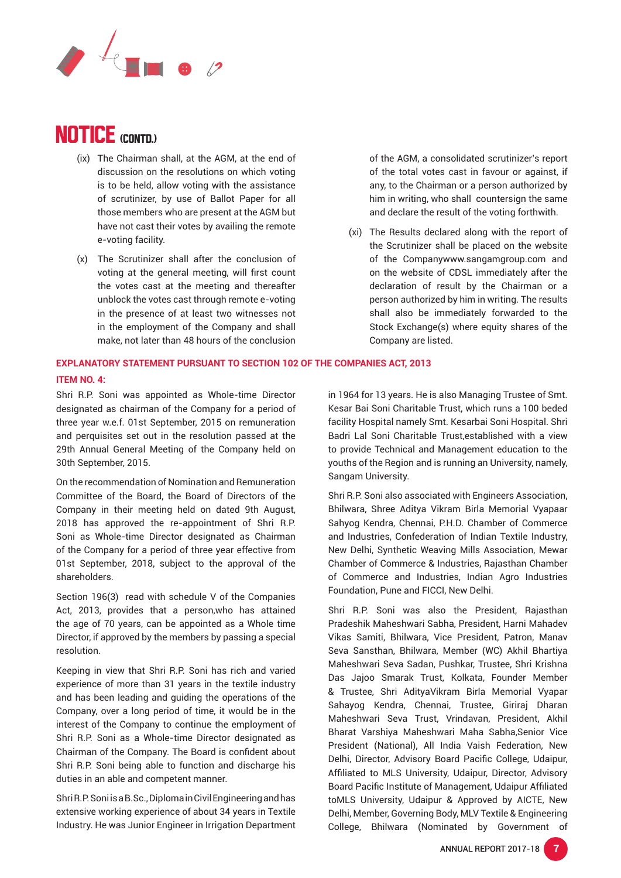## NOTICE (CONTD.)

(ix) The Chairman shall, at the AGM, at the end of discussion on the resolutions on which voting is to be held, allow voting with the assistance of scrutinizer, by use of Ballot Paper for all those members who are present at the AGM but have not cast their votes by availing the remote e-voting facility.

(x) The Scrutinizer shall after the conclusion of voting at the general meeting, will first count the votes cast at the meeting and thereafter unblock the votes cast through remote e-voting in the presence of at least two witnesses not in the employment of the Company and shall make, not later than 48 hours of the conclusion of the AGM, a consolidated scrutinizer's report of the total votes cast in favour or against, if any, to the Chairman or a person authorized by him in writing, who shall countersign the same and declare the result of the voting forthwith.

(xi) The Results declared along with the report of the Scrutinizer shall be placed on the website of the Companywww.sangamgroup.com and on the website of CDSL immediately after the declaration of result by the Chairman or a person authorized by him in writing. The results shall also be immediately forwarded to the Stock Exchange(s) where equity shares of the Company are listed.

### EXPLANATORY STATEMENT PURSUANT TO SECTION 102 OF THE COMPANIES ACT, 2013

### ITEM NO. 4:

Shri R.P. Soni was appointed as Whole-time Director designated as chairman of the Company for a period of three year w.e.f. 01st September, 2015 on remuneration and perquisites set out in the resolution passed at the 29th Annual General Meeting of the Company held on 30th September, 2015.

On the recommendation of Nomination and Remuneration Committee of the Board, the Board of Directors of the Company in their meeting held on dated 9th August, 2018 has approved the re-appointment of Shri R.P. Soni as Whole-time Director designated as Chairman of the Company for a period of three year effective from 01st September, 2018, subject to the approval of the shareholders.

Section 196(3) read with schedule V of the Companies Act, 2013, provides that a person,who has attained the age of 70 years, can be appointed as a Whole time Director, if approved by the members by passing a special resolution.

Keeping in view that Shri R.P. Soni has rich and varied experience of more than 31 years in the textile industry and has been leading and guiding the operations of the Company, over a long period of time, it would be in the interest of the Company to continue the employment of Shri R.P. Soni as a Whole-time Director designated as Chairman of the Company. The Board is confident about Shri R.P. Soni being able to function and discharge his duties in an able and competent manner.

Shri R.P. Soni is a B.Sc., Diploma in Civil Engineering and has extensive working experience of about 34 years in Textile Industry. He was Junior Engineer in Irrigation Department in 1964 for 13 years. He is also Managing Trustee of Smt. Kesar Bai Soni Charitable Trust, which runs a 100 beded facility Hospital namely Smt. Kesarbai Soni Hospital. Shri Badri Lal Soni Charitable Trust,established with a view to provide Technical and Management education to the youths of the Region and is running an University, namely, Sangam University.

Shri R.P. Soni also associated with Engineers Association, Bhilwara, Shree Aditya Vikram Birla Memorial Vyapaar Sahyog Kendra, Chennai, P.H.D. Chamber of Commerce and Industries, Confederation of Indian Textile Industry, New Delhi, Synthetic Weaving Mills Association, Mewar Chamber of Commerce & Industries, Rajasthan Chamber of Commerce and Industries, Indian Agro Industries Foundation, Pune and FICCI, New Delhi.

Shri R.P. Soni was also the President, Rajasthan Pradeshik Maheshwari Sabha, President, Harni Mahadev Vikas Samiti, Bhilwara, Vice President, Patron, Manav Seva Sansthan, Bhilwara, Member (WC) Akhil Bhartiya Maheshwari Seva Sadan, Pushkar, Trustee, Shri Krishna Das Jajoo Smarak Trust, Kolkata, Founder Member & Trustee, Shri AdityaVikram Birla Memorial Vyapar Sahayog Kendra, Chennai, Trustee, Giriraj Dharan Maheshwari Seva Trust, Vrindavan, President, Akhil Bharat Varshiya Maheshwari Maha Sabha,Senior Vice President (National), All India Vaish Federation, New Delhi, Director, Advisory Board Pacific College, Udaipur, Affiliated to MLS University, Udaipur, Director, Advisory Board Pacific Institute of Management, Udaipur Affiliated toMLS University, Udaipur & Approved by AICTE, New Delhi, Member, Governing Body, MLV Textile & Engineering College, Bhilwara (Nominated by Government of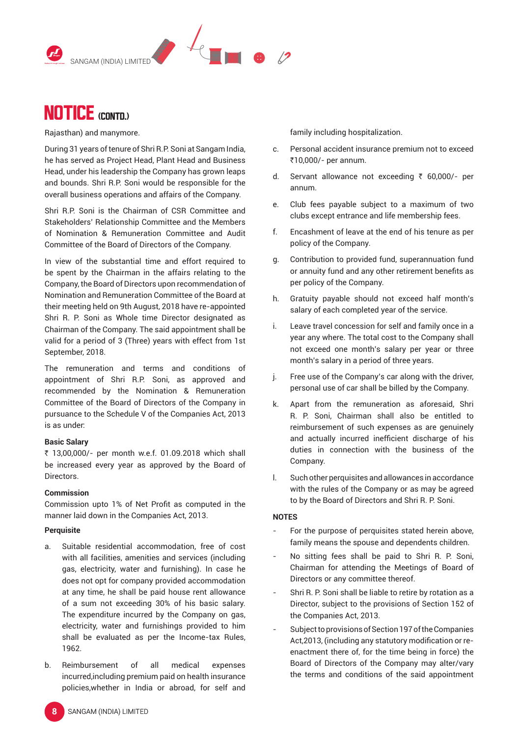# NOTICE (CONTD.)

Rajasthan) and manymore.

During 31 years of tenure of Shri R.P. Soni at Sangam India, he has served as Project Head, Plant Head and Business Head, under his leadership the Company has grown leaps and bounds. Shri R.P. Soni would be responsible for the overall business operations and affairs of the Company.

Shri R.P. Soni is the Chairman of CSR Committee and Stakeholders' Relationship Committee and the Members of Nomination & Remuneration Committee and Audit Committee of the Board of Directors of the Company.

In view of the substantial time and effort required to be spent by the Chairman in the affairs relating to the Company, the Board of Directors upon recommendation of Nomination and Remuneration Committee of the Board at their meeting held on 9th August, 2018 have re-appointed Shri R. P. Soni as Whole time Director designated as Chairman of the Company. The said appointment shall be valid for a period of 3 (Three) years with effect from 1st September, 2018.

The remuneration and terms and conditions of appointment of Shri R.P. Soni, as approved and recommended by the Nomination & Remuneration Committee of the Board of Directors of the Company in pursuance to the Schedule V of the Companies Act, 2013 is as under:

**Basic Salary**
₹ 13,00,000/- per month w.e.f. 01.09.2018 which shall be increased every year as approved by the Board of Directors.

**Commission**
Commission upto 1% of Net Profit as computed in the manner laid down in the Companies Act, 2013.

**Perquisite**

a. Suitable residential accommodation, free of cost with all facilities, amenities and services (including gas, electricity, water and furnishing). In case he does not opt for company provided accommodation at any time, he shall be paid house rent allowance of a sum not exceeding 30% of his basic salary. The expenditure incurred by the Company on gas, electricity, water and furnishings provided to him shall be evaluated as per the Income-tax Rules, 1962.

b. Reimbursement of all medical expenses incurred,including premium paid on health insurance policies,whether in India or abroad, for self and family including hospitalization.

c. Personal accident insurance premium not to exceed ₹10,000/- per annum.

d. Servant allowance not exceeding ₹ 60,000/- per annum.

e. Club fees payable subject to a maximum of two clubs except entrance and life membership fees.

f. Encashment of leave at the end of his tenure as per policy of the Company.

g. Contribution to provided fund, superannuation fund or annuity fund and any other retirement benefits as per policy of the Company.

h. Gratuity payable should not exceed half month's salary of each completed year of the service.

i. Leave travel concession for self and family once in a year any where. The total cost to the Company shall not exceed one month's salary per year or three month's salary in a period of three years.

j. Free use of the Company's car along with the driver, personal use of car shall be billed by the Company.

k. Apart from the remuneration as aforesaid, Shri R. P. Soni, Chairman shall also be entitled to reimbursement of such expenses as are genuinely and actually incurred inefficient discharge of his duties in connection with the business of the Company.

l. Such other perquisites and allowances in accordance with the rules of the Company or as may be agreed to by the Board of Directors and Shri R. P. Soni.

**NOTES**

- For the purpose of perquisites stated herein above, family means the spouse and dependents children.
- No sitting fees shall be paid to Shri R. P. Soni, Chairman for attending the Meetings of Board of Directors or any committee thereof.
- Shri R. P. Soni shall be liable to retire by rotation as a Director, subject to the provisions of Section 152 of the Companies Act, 2013.
- Subject to provisions of Section 197 of the Companies Act,2013, (including any statutory modification or re-enactment there of, for the time being in force) the Board of Directors of the Company may alter/vary the terms and conditions of the said appointment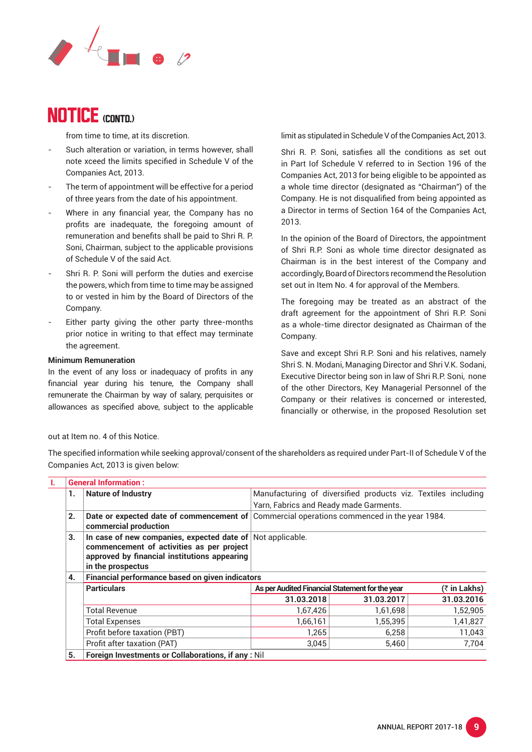# NOTICE (CONTD.)

from time to time, at its discretion.

- Such alteration or variation, in terms however, shall note xceed the limits specified in Schedule V of the Companies Act, 2013.
- The term of appointment will be effective for a period of three years from the date of his appointment.
- Where in any financial year, the Company has no profits are inadequate, the foregoing amount of remuneration and benefits shall be paid to Shri R. P. Soni, Chairman, subject to the applicable provisions of Schedule V of the said Act.
- Shri R. P. Soni will perform the duties and exercise the powers, which from time to time may be assigned to or vested in him by the Board of Directors of the Company.
- Either party giving the other party three-months prior notice in writing to that effect may terminate the agreement.

**Minimum Remuneration**

In the event of any loss or inadequacy of profits in any financial year during his tenure, the Company shall remunerate the Chairman by way of salary, perquisites or allowances as specified above, subject to the applicable limit as stipulated in Schedule V of the Companies Act, 2013.

Shri R. P. Soni, satisfies all the conditions as set out in Part Iof Schedule V referred to in Section 196 of the Companies Act, 2013 for being eligible to be appointed as a whole time director (designated as "Chairman") of the Company. He is not disqualified from being appointed as a Director in terms of Section 164 of the Companies Act, 2013.

In the opinion of the Board of Directors, the appointment of Shri R.P. Soni as whole time director designated as Chairman is in the best interest of the Company and accordingly, Board of Directors recommend the Resolution set out in Item No. 4 for approval of the Members.

The foregoing may be treated as an abstract of the draft agreement for the appointment of Shri R.P. Soni as a whole-time director designated as Chairman of the Company.

Save and except Shri R.P. Soni and his relatives, namely Shri S. N. Modani, Managing Director and Shri V.K. Sodani, Executive Director being son in law of Shri R.P. Soni, none of the other Directors, Key Managerial Personnel of the Company or their relatives is concerned or interested, financially or otherwise, in the proposed Resolution set out at Item no. 4 of this Notice.

The specified information while seeking approval/consent of the shareholders as required under Part-II of Schedule V of the Companies Act, 2013 is given below:

| I. | General Information : | | | | |
|---|---|---|---|---|---|
| | 1. | **Nature of Industry** | Manufacturing of diversified products viz. Textiles including Yarn, Fabrics and Ready made Garments. | | |
| | 2. | **Date or expected date of commencement of commercial production** | Commercial operations commenced in the year 1984. | | |
| | 3. | **In case of new companies, expected date of commencement of activities as per project approved by financial institutions appearing in the prospectus** | Not applicable. | | |
| | 4. | **Financial performance based on given indicators** | | | |
| | | **Particulars** | **As per Audited Financial Statement for the year** | | **(₹ in Lakhs)** |
| | | | **31.03.2018** | **31.03.2017** | **31.03.2016** |
| | | Total Revenue | 1,67,426 | 1,61,698 | 1,52,905 |
| | | Total Expenses | 1,66,161 | 1,55,395 | 1,41,827 |
| | | Profit before taxation (PBT) | 1,265 | 6,258 | 11,043 |
| | | Profit after taxation (PAT) | 3,045 | 5,460 | 7,704 |
| | 5. | **Foreign Investments or Collaborations, if any :** Nil | | | |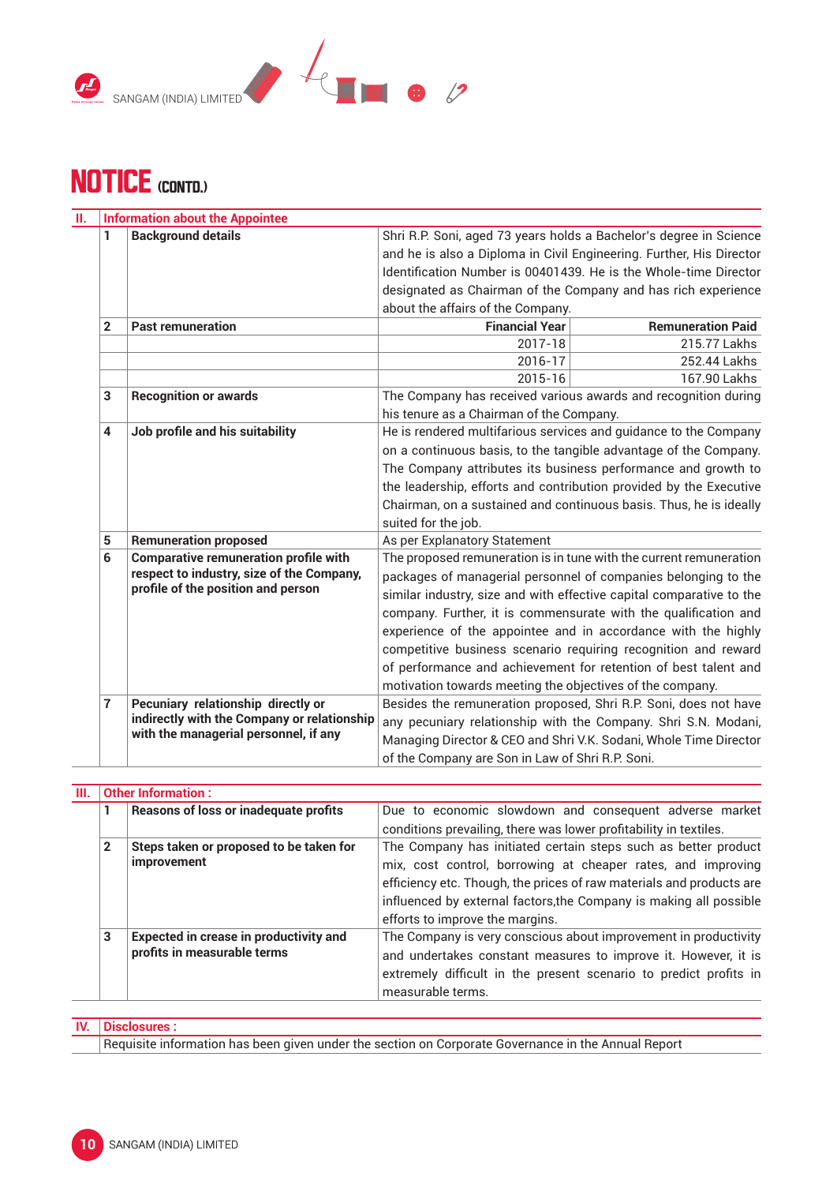# NOTICE (CONTD.)

| II. | Information about the Appointee | | | |
|---|---|---|---|---|
| | 1 | Background details | Shri R.P. Soni, aged 73 years holds a Bachelor's degree in Science and he is also a Diploma in Civil Engineering. Further, His Director Identification Number is 00401439. He is the Whole-time Director designated as Chairman of the Company and has rich experience about the affairs of the Company. | |
| | 2 | Past remuneration | **Financial Year** | **Remuneration Paid** |
| | | | 2017-18 | 215.77 Lakhs |
| | | | 2016-17 | 252.44 Lakhs |
| | | | 2015-16 | 167.90 Lakhs |
| | 3 | Recognition or awards | The Company has received various awards and recognition during his tenure as a Chairman of the Company. | |
| | 4 | Job profile and his suitability | He is rendered multifarious services and guidance to the Company on a continuous basis, to the tangible advantage of the Company. The Company attributes its business performance and growth to the leadership, efforts and contribution provided by the Executive Chairman, on a sustained and continuous basis. Thus, he is ideally suited for the job. | |
| | 5 | Remuneration proposed | As per Explanatory Statement | |
| | 6 | Comparative remuneration profile with respect to industry, size of the Company, profile of the position and person | The proposed remuneration is in tune with the current remuneration packages of managerial personnel of companies belonging to the similar industry, size and with effective capital comparative to the company. Further, it is commensurate with the qualification and experience of the appointee and in accordance with the highly competitive business scenario requiring recognition and reward of performance and achievement for retention of best talent and motivation towards meeting the objectives of the company. | |
| | 7 | Pecuniary relationship directly or indirectly with the Company or relationship with the managerial personnel, if any | Besides the remuneration proposed, Shri R.P. Soni, does not have any pecuniary relationship with the Company. Shri S.N. Modani, Managing Director & CEO and Shri V.K. Sodani, Whole Time Director of the Company are Son in Law of Shri R.P. Soni. | |

| III. | Other Information : | | |
|---|---|---|---|
| | 1 | Reasons of loss or inadequate profits | Due to economic slowdown and consequent adverse market conditions prevailing, there was lower profitability in textiles. |
| | 2 | Steps taken or proposed to be taken for improvement | The Company has initiated certain steps such as better product mix, cost control, borrowing at cheaper rates, and improving efficiency etc. Though, the prices of raw materials and products are influenced by external factors,the Company is making all possible efforts to improve the margins. |
| | 3 | Expected in crease in productivity and profits in measurable terms | The Company is very conscious about improvement in productivity and undertakes constant measures to improve it. However, it is extremely difficult in the present scenario to predict profits in measurable terms. |

| IV. | Disclosures : |
|---|---|
| | Requisite information has been given under the section on Corporate Governance in the Annual Report |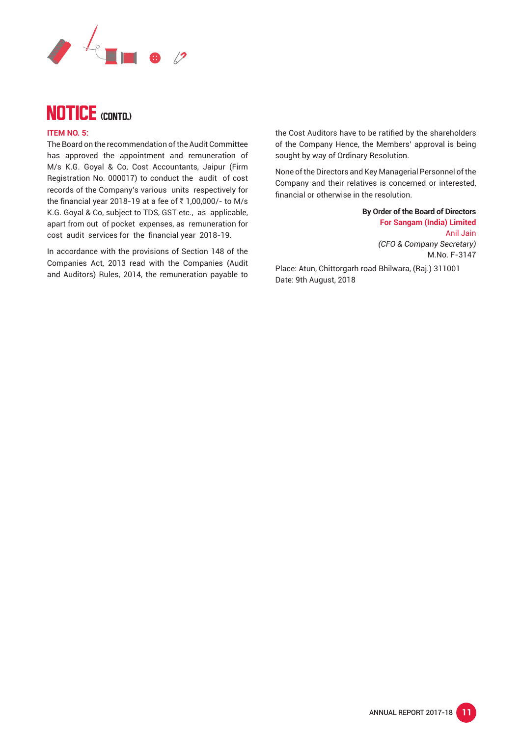# NOTICE (CONTD.)

**ITEM NO. 5:**

The Board on the recommendation of the Audit Committee has approved the appointment and remuneration of M/s K.G. Goyal & Co, Cost Accountants, Jaipur (Firm Registration No. 000017) to conduct the audit of cost records of the Company's various units respectively for the financial year 2018-19 at a fee of ₹ 1,00,000/- to M/s K.G. Goyal & Co, subject to TDS, GST etc., as applicable, apart from out of pocket expenses, as remuneration for cost audit services for the financial year 2018-19.

In accordance with the provisions of Section 148 of the Companies Act, 2013 read with the Companies (Audit and Auditors) Rules, 2014, the remuneration payable to the Cost Auditors have to be ratified by the shareholders of the Company Hence, the Members' approval is being sought by way of Ordinary Resolution.

None of the Directors and Key Managerial Personnel of the Company and their relatives is concerned or interested, financial or otherwise in the resolution.

**By Order of the Board of Directors**
**For Sangam (India) Limited**
Anil Jain
*(CFO & Company Secretary)*
M.No. F-3147

Place: Atun, Chittorgarh road Bhilwara, (Raj.) 311001
Date: 9th August, 2018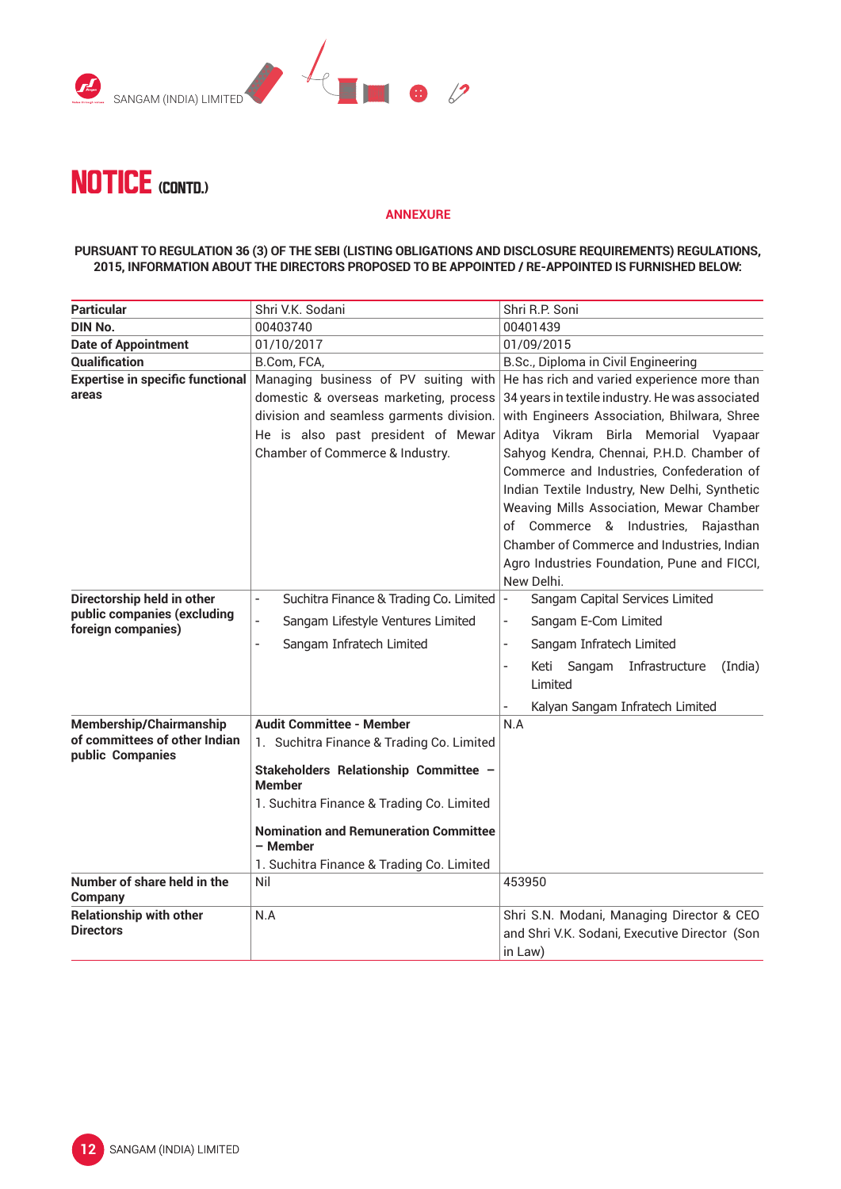# NOTICE (CONTD.)

**ANNEXURE**

**PURSUANT TO REGULATION 36 (3) OF THE SEBI (LISTING OBLIGATIONS AND DISCLOSURE REQUIREMENTS) REGULATIONS, 2015, INFORMATION ABOUT THE DIRECTORS PROPOSED TO BE APPOINTED / RE-APPOINTED IS FURNISHED BELOW:**

| Particular | Shri V.K. Sodani | Shri R.P. Soni |
|---|---|---|
| **DIN No.** | 00403740 | 00401439 |
| **Date of Appointment** | 01/10/2017 | 01/09/2015 |
| **Qualification** | B.Com, FCA, | B.Sc., Diploma in Civil Engineering |
| **Expertise in specific functional areas** | Managing business of PV suiting with domestic & overseas marketing, process division and seamless garments division. He is also past president of Mewar Chamber of Commerce & Industry. | He has rich and varied experience more than 34 years in textile industry. He was associated with Engineers Association, Bhilwara, Shree Aditya Vikram Birla Memorial Vyapaar Sahyog Kendra, Chennai, P.H.D. Chamber of Commerce and Industries, Confederation of Indian Textile Industry, New Delhi, Synthetic Weaving Mills Association, Mewar Chamber of Commerce & Industries, Rajasthan Chamber of Commerce and Industries, Indian Agro Industries Foundation, Pune and FICCI, New Delhi. |
| **Directorship held in other public companies (excluding foreign companies)** | - Suchitra Finance & Trading Co. Limited<br>- Sangam Lifestyle Ventures Limited<br>- Sangam Infratech Limited | - Sangam Capital Services Limited<br>- Sangam E-Com Limited<br>- Sangam Infratech Limited<br>- Keti Sangam Infrastructure (India) Limited<br>- Kalyan Sangam Infratech Limited |
| **Membership/Chairmanship of committees of other Indian public Companies** | **Audit Committee - Member**<br>1. Suchitra Finance & Trading Co. Limited<br>**Stakeholders Relationship Committee – Member**<br>1. Suchitra Finance & Trading Co. Limited<br>**Nomination and Remuneration Committee – Member**<br>1. Suchitra Finance & Trading Co. Limited | N.A |
| **Number of share held in the Company** | Nil | 453950 |
| **Relationship with other Directors** | N.A | Shri S.N. Modani, Managing Director & CEO and Shri V.K. Sodani, Executive Director (Son in Law) |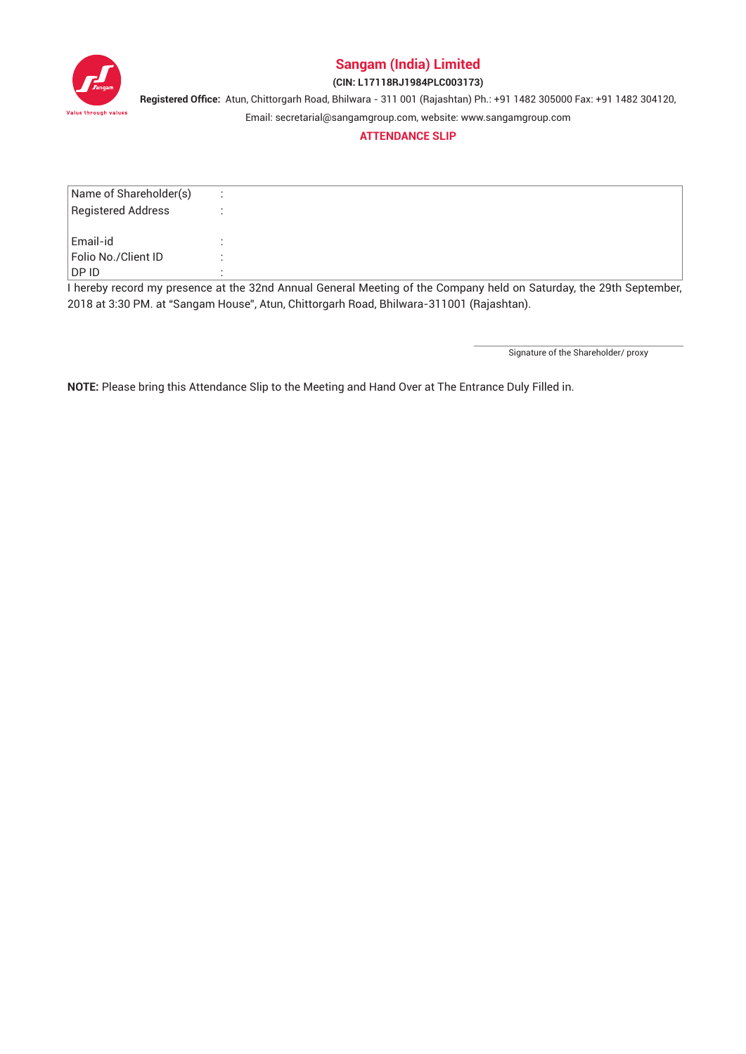# Sangam (India) Limited

**(CIN: L17118RJ1984PLC003173)**

**Registered Office:** Atun, Chittorgarh Road, Bhilwara - 311 001 (Rajashtan) Ph.: +91 1482 305000 Fax: +91 1482 304120, Email: secretarial@sangamgroup.com, website: www.sangamgroup.com

## ATTENDANCE SLIP

| | | |
|---|---|---|
| Name of Shareholder(s) | : | |
| Registered Address | : | |
| Email-id | : | |
| Folio No./Client ID | : | |
| DP ID | : | |

I hereby record my presence at the 32nd Annual General Meeting of the Company held on Saturday, the 29th September, 2018 at 3:30 PM. at "Sangam House", Atun, Chittorgarh Road, Bhilwara-311001 (Rajashtan).

Signature of the Shareholder/ proxy

**NOTE:** Please bring this Attendance Slip to the Meeting and Hand Over at The Entrance Duly Filled in.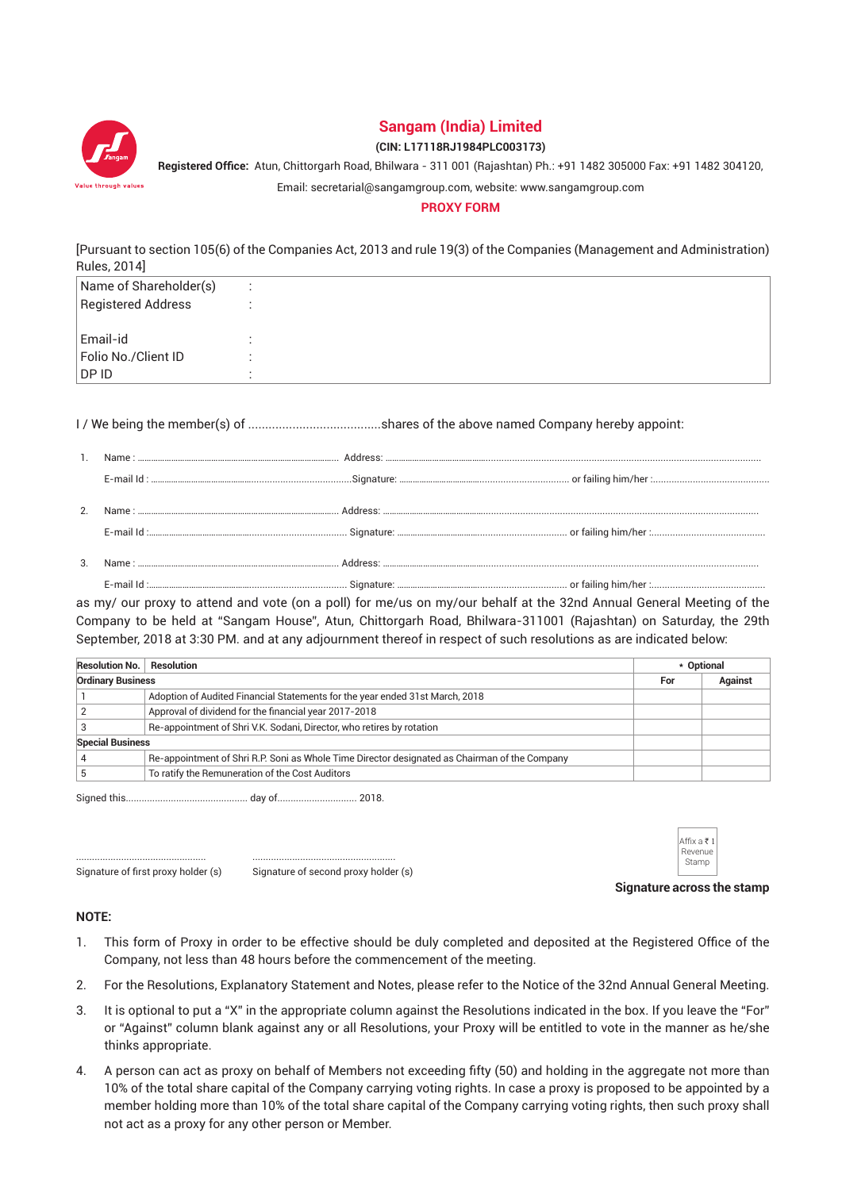# Sangam (India) Limited

**(CIN: L17118RJ1984PLC003173)**

**Registered Office:** Atun, Chittorgarh Road, Bhilwara - 311 001 (Rajashtan) Ph.: +91 1482 305000 Fax: +91 1482 304120,

Email: secretarial@sangamgroup.com, website: www.sangamgroup.com

## PROXY FORM

[Pursuant to section 105(6) of the Companies Act, 2013 and rule 19(3) of the Companies (Management and Administration) Rules, 2014]

| | |
|---|---|
| Name of Shareholder(s) | : |
| Registered Address | : |
| Email-id | : |
| Folio No./Client ID | : |
| DP ID | : |

I / We being the member(s) of .......................................shares of the above named Company hereby appoint:

1. Name : .................................................. Address: ..................................................
   E-mail Id : ..................................................Signature: .................................................. or failing him/her :..................................................

2. Name : .................................................. Address: ..................................................
   E-mail Id :.................................................. Signature: .................................................. or failing him/her :..................................................

3. Name : .................................................. Address: ..................................................
   E-mail Id :.................................................. Signature: .................................................. or failing him/her :..................................................

as my/ our proxy to attend and vote (on a poll) for me/us on my/our behalf at the 32nd Annual General Meeting of the Company to be held at "Sangam House", Atun, Chittorgarh Road, Bhilwara-311001 (Rajashtan) on Saturday, the 29th September, 2018 at 3:30 PM. and at any adjournment thereof in respect of such resolutions as are indicated below:

| Resolution No. | Resolution | * Optional | |
|---|---|---|---|
| **Ordinary Business** | | For | Against |
| 1 | Adoption of Audited Financial Statements for the year ended 31st March, 2018 | | |
| 2 | Approval of dividend for the financial year 2017-2018 | | |
| 3 | Re-appointment of Shri V.K. Sodani, Director, who retires by rotation | | |
| **Special Business** | | | |
| 4 | Re-appointment of Shri R.P. Soni as Whole Time Director designated as Chairman of the Company | | |
| 5 | To ratify the Remuneration of the Cost Auditors | | |

Signed this............................................ day of............................ 2018.

Affix a ₹ 1 Revenue Stamp

................................................ Signature of first proxy holder (s)

................................................ Signature of second proxy holder (s)

**Signature across the stamp**

**NOTE:**

1. This form of Proxy in order to be effective should be duly completed and deposited at the Registered Office of the Company, not less than 48 hours before the commencement of the meeting.
2. For the Resolutions, Explanatory Statement and Notes, please refer to the Notice of the 32nd Annual General Meeting.
3. It is optional to put a "X" in the appropriate column against the Resolutions indicated in the box. If you leave the "For" or "Against" column blank against any or all Resolutions, your Proxy will be entitled to vote in the manner as he/she thinks appropriate.
4. A person can act as proxy on behalf of Members not exceeding fifty (50) and holding in the aggregate not more than 10% of the total share capital of the Company carrying voting rights. In case a proxy is proposed to be appointed by a member holding more than 10% of the total share capital of the Company carrying voting rights, then such proxy shall not act as a proxy for any other person or Member.